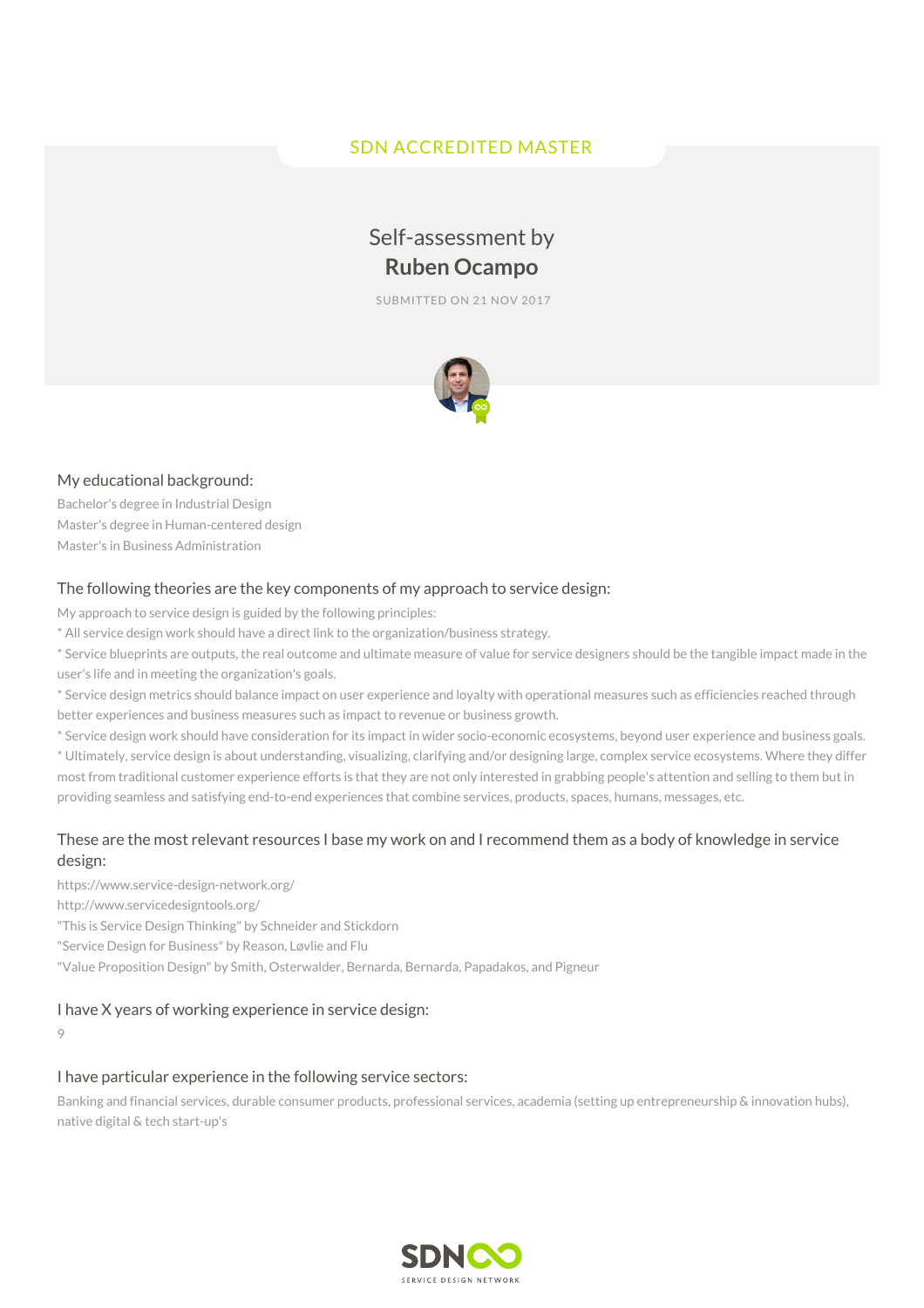SDN ACCREDITED MASTER

# Self-assessment by **Ruben Ocampo**

SUBMITTED ON 21 NOV 2017

## My educational background:

Bachelor's degree in Industrial Design
Master's degree in Human-centered design
Master's in Business Administration

## The following theories are the key components of my approach to service design:

My approach to service design is guided by the following principles:

* All service design work should have a direct link to the organization/business strategy.
* Service blueprints are outputs, the real outcome and ultimate measure of value for service designers should be the tangible impact made in the user's life and in meeting the organization's goals.
* Service design metrics should balance impact on user experience and loyalty with operational measures such as efficiencies reached through better experiences and business measures such as impact to revenue or business growth.
* Service design work should have consideration for its impact in wider socio-economic ecosystems, beyond user experience and business goals.
* Ultimately, service design is about understanding, visualizing, clarifying and/or designing large, complex service ecosystems. Where they differ most from traditional customer experience efforts is that they are not only interested in grabbing people's attention and selling to them but in providing seamless and satisfying end-to-end experiences that combine services, products, spaces, humans, messages, etc.

## These are the most relevant resources I base my work on and I recommend them as a body of knowledge in service design:

https://www.service-design-network.org/
http://www.servicedesigntools.org/
"This is Service Design Thinking" by Schneider and Stickdorn
"Service Design for Business" by Reason, Løvlie and Flu
"Value Proposition Design" by Smith, Osterwalder, Bernarda, Bernarda, Papadakos, and Pigneur

## I have X years of working experience in service design:

9

## I have particular experience in the following service sectors:

Banking and financial services, durable consumer products, professional services, academia (setting up entrepreneurship & innovation hubs), native digital & tech start-up's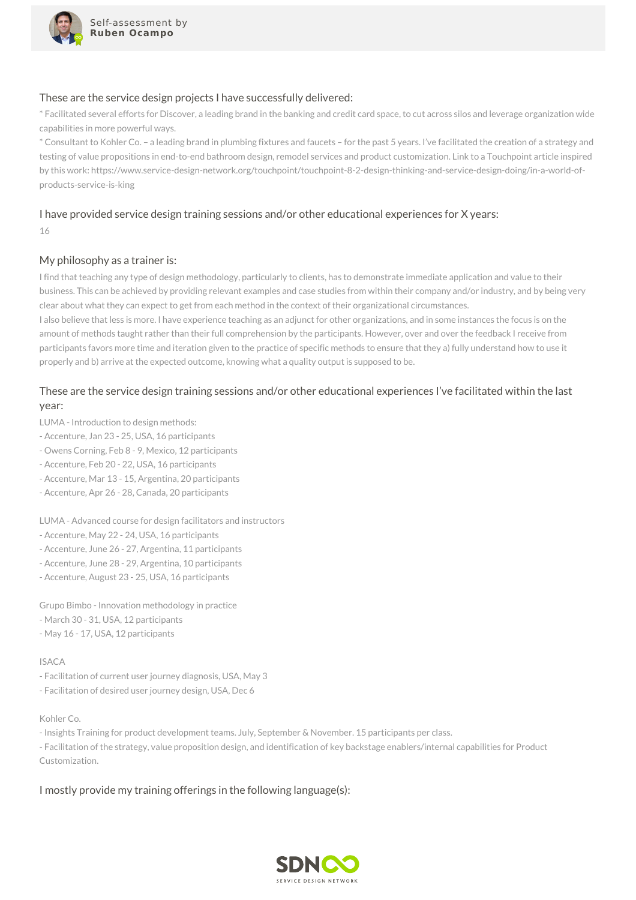## These are the service design projects I have successfully delivered:

* Facilitated several efforts for Discover, a leading brand in the banking and credit card space, to cut across silos and leverage organization wide capabilities in more powerful ways.
* Consultant to Kohler Co. – a leading brand in plumbing fixtures and faucets – for the past 5 years. I've facilitated the creation of a strategy and testing of value propositions in end-to-end bathroom design, remodel services and product customization. Link to a Touchpoint article inspired by this work: https://www.service-design-network.org/touchpoint/touchpoint-8-2-design-thinking-and-service-design-doing/in-a-world-of-products-service-is-king

## I have provided service design training sessions and/or other educational experiences for X years:

16

## My philosophy as a trainer is:

I find that teaching any type of design methodology, particularly to clients, has to demonstrate immediate application and value to their business. This can be achieved by providing relevant examples and case studies from within their company and/or industry, and by being very clear about what they can expect to get from each method in the context of their organizational circumstances.
I also believe that less is more. I have experience teaching as an adjunct for other organizations, and in some instances the focus is on the amount of methods taught rather than their full comprehension by the participants. However, over and over the feedback I receive from participants favors more time and iteration given to the practice of specific methods to ensure that they a) fully understand how to use it properly and b) arrive at the expected outcome, knowing what a quality output is supposed to be.

## These are the service design training sessions and/or other educational experiences I've facilitated within the last year:

LUMA - Introduction to design methods:
- Accenture, Jan 23 - 25, USA, 16 participants
- Owens Corning, Feb 8 - 9, Mexico, 12 participants
- Accenture, Feb 20 - 22, USA, 16 participants
- Accenture, Mar 13 - 15, Argentina, 20 participants
- Accenture, Apr 26 - 28, Canada, 20 participants

LUMA - Advanced course for design facilitators and instructors
- Accenture, May 22 - 24, USA, 16 participants
- Accenture, June 26 - 27, Argentina, 11 participants
- Accenture, June 28 - 29, Argentina, 10 participants
- Accenture, August 23 - 25, USA, 16 participants

Grupo Bimbo - Innovation methodology in practice
- March 30 - 31, USA, 12 participants
- May 16 - 17, USA, 12 participants

ISACA
- Facilitation of current user journey diagnosis, USA, May 3
- Facilitation of desired user journey design, USA, Dec 6

Kohler Co.
- Insights Training for product development teams. July, September & November. 15 participants per class.
- Facilitation of the strategy, value proposition design, and identification of key backstage enablers/internal capabilities for Product Customization.

## I mostly provide my training offerings in the following language(s):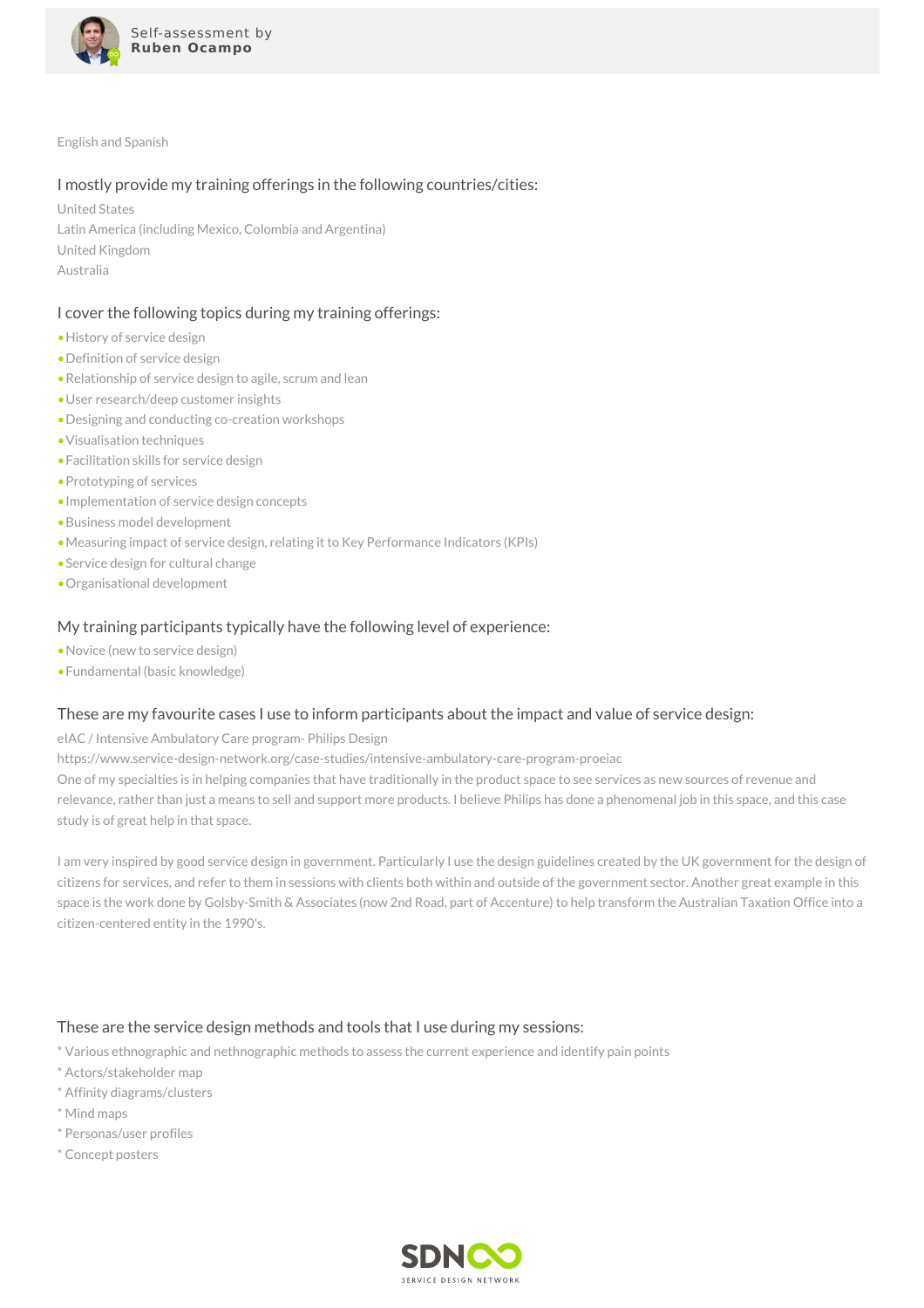English and Spanish

## I mostly provide my training offerings in the following countries/cities:

United States
Latin America (including Mexico, Colombia and Argentina)
United Kingdom
Australia

## I cover the following topics during my training offerings:

- History of service design
- Definition of service design
- Relationship of service design to agile, scrum and lean
- User research/deep customer insights
- Designing and conducting co-creation workshops
- Visualisation techniques
- Facilitation skills for service design
- Prototyping of services
- Implementation of service design concepts
- Business model development
- Measuring impact of service design, relating it to Key Performance Indicators (KPIs)
- Service design for cultural change
- Organisational development

## My training participants typically have the following level of experience:

- Novice (new to service design)
- Fundamental (basic knowledge)

## These are my favourite cases I use to inform participants about the impact and value of service design:

eIAC / Intensive Ambulatory Care program- Philips Design
https://www.service-design-network.org/case-studies/intensive-ambulatory-care-program-proeiac
One of my specialties is in helping companies that have traditionally in the product space to see services as new sources of revenue and relevance, rather than just a means to sell and support more products. I believe Philips has done a phenomenal job in this space, and this case study is of great help in that space.

I am very inspired by good service design in government. Particularly I use the design guidelines created by the UK government for the design of citizens for services, and refer to them in sessions with clients both within and outside of the government sector. Another great example in this space is the work done by Golsby-Smith & Associates (now 2nd Road, part of Accenture) to help transform the Australian Taxation Office into a citizen-centered entity in the 1990's.

## These are the service design methods and tools that I use during my sessions:

* Various ethnographic and nethnographic methods to assess the current experience and identify pain points
* Actors/stakeholder map
* Affinity diagrams/clusters
* Mind maps
* Personas/user profiles
* Concept posters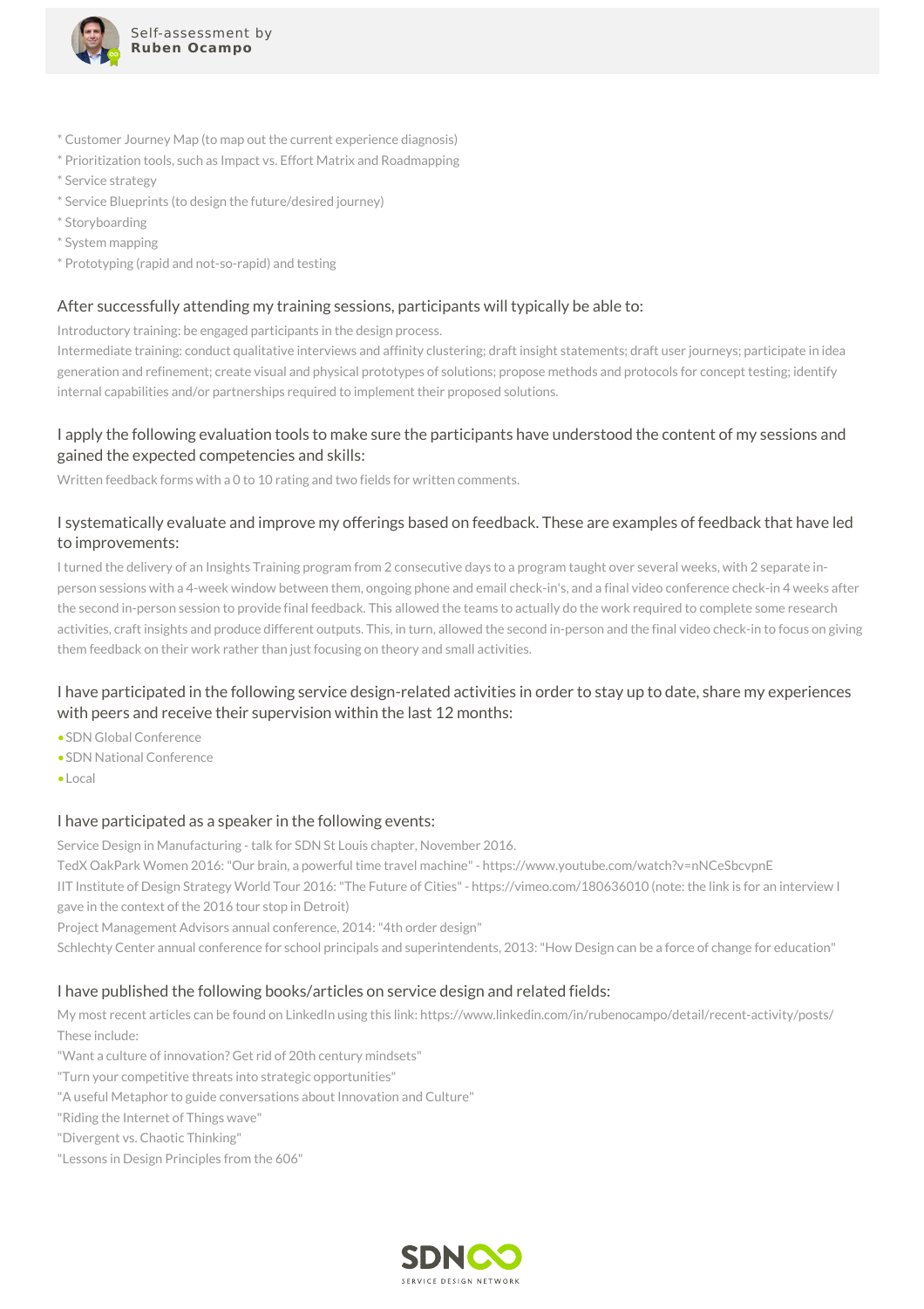* Customer Journey Map (to map out the current experience diagnosis)
* Prioritization tools, such as Impact vs. Effort Matrix and Roadmapping
* Service strategy
* Service Blueprints (to design the future/desired journey)
* Storyboarding
* System mapping
* Prototyping (rapid and not-so-rapid) and testing

### After successfully attending my training sessions, participants will typically be able to:

Introductory training: be engaged participants in the design process.
Intermediate training: conduct qualitative interviews and affinity clustering; draft insight statements; draft user journeys; participate in idea generation and refinement; create visual and physical prototypes of solutions; propose methods and protocols for concept testing; identify internal capabilities and/or partnerships required to implement their proposed solutions.

### I apply the following evaluation tools to make sure the participants have understood the content of my sessions and gained the expected competencies and skills:

Written feedback forms with a 0 to 10 rating and two fields for written comments.

### I systematically evaluate and improve my offerings based on feedback. These are examples of feedback that have led to improvements:

I turned the delivery of an Insights Training program from 2 consecutive days to a program taught over several weeks, with 2 separate in-person sessions with a 4-week window between them, ongoing phone and email check-in's, and a final video conference check-in 4 weeks after the second in-person session to provide final feedback. This allowed the teams to actually do the work required to complete some research activities, craft insights and produce different outputs. This, in turn, allowed the second in-person and the final video check-in to focus on giving them feedback on their work rather than just focusing on theory and small activities.

### I have participated in the following service design-related activities in order to stay up to date, share my experiences with peers and receive their supervision within the last 12 months:

- SDN Global Conference
- SDN National Conference
- Local

### I have participated as a speaker in the following events:

Service Design in Manufacturing - talk for SDN St Louis chapter, November 2016.
TedX OakPark Women 2016: "Our brain, a powerful time travel machine" - https://www.youtube.com/watch?v=nNCeSbcvpnE
IIT Institute of Design Strategy World Tour 2016: "The Future of Cities" - https://vimeo.com/180636010 (note: the link is for an interview I gave in the context of the 2016 tour stop in Detroit)
Project Management Advisors annual conference, 2014: "4th order design"
Schlechty Center annual conference for school principals and superintendents, 2013: "How Design can be a force of change for education"

### I have published the following books/articles on service design and related fields:

My most recent articles can be found on LinkedIn using this link: https://www.linkedin.com/in/rubenocampo/detail/recent-activity/posts/
These include:
"Want a culture of innovation? Get rid of 20th century mindsets"
"Turn your competitive threats into strategic opportunities"
"A useful Metaphor to guide conversations about Innovation and Culture"
"Riding the Internet of Things wave"
"Divergent vs. Chaotic Thinking"
"Lessons in Design Principles from the 606"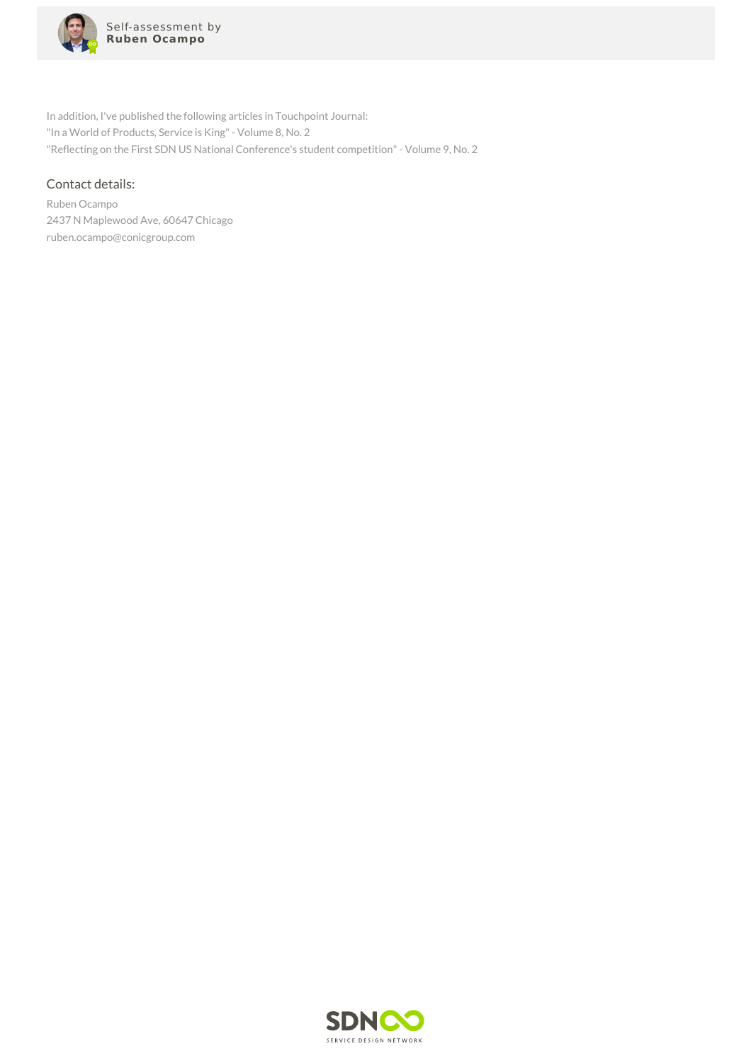In addition, I've published the following articles in Touchpoint Journal:
"In a World of Products, Service is King" - Volume 8, No. 2
"Reflecting on the First SDN US National Conference's student competition" - Volume 9, No. 2

## Contact details:

Ruben Ocampo
2437 N Maplewood Ave, 60647 Chicago
ruben.ocampo@conicgroup.com